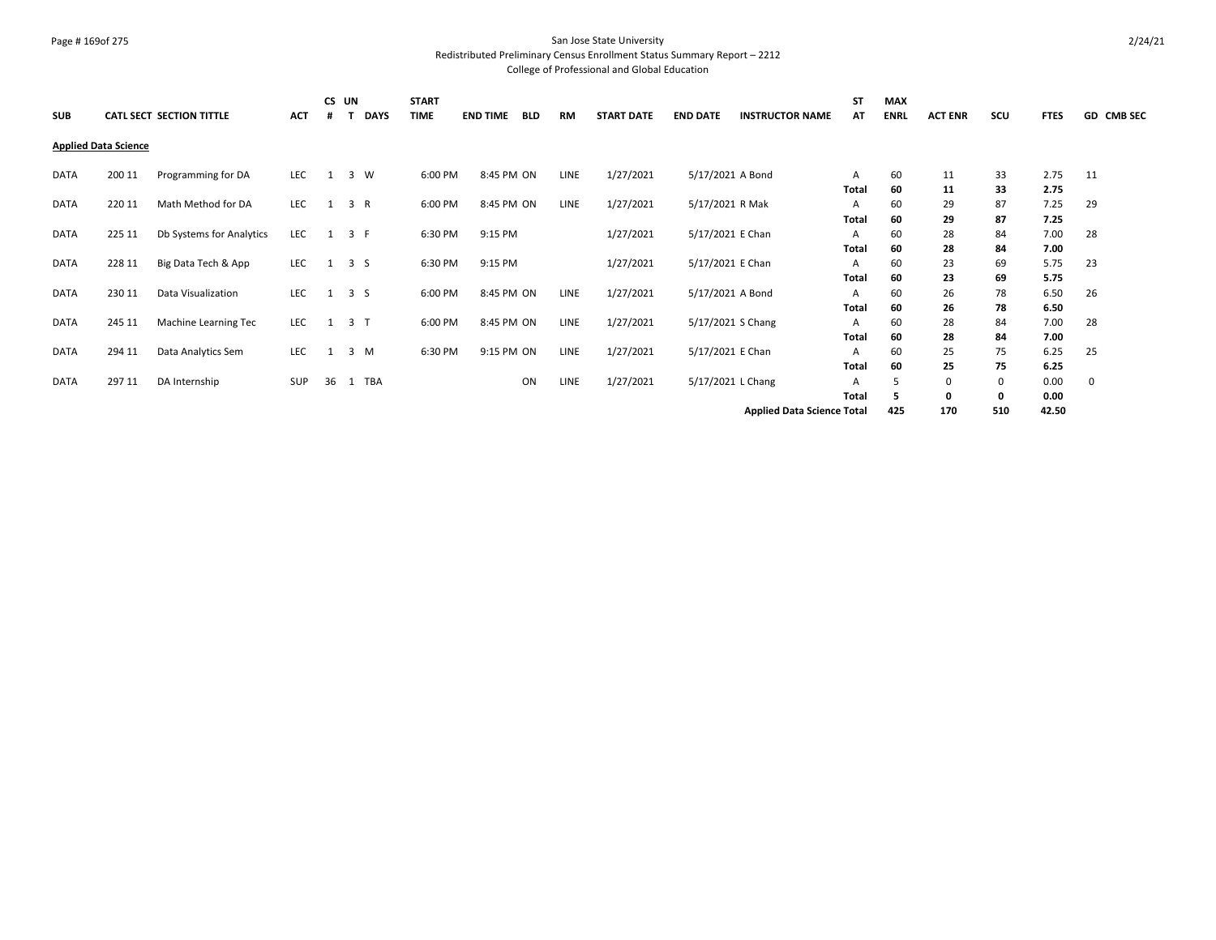San Jose State University
Redistributed Preliminary Census Enrollment Status Summary Report – 2212
College of Professional and Global Education

| SUB | CATL | SECT | SECTION TITTLE | ACT | CS # | UN T | DAYS | START TIME | END TIME | BLD | RM | START DATE | END DATE | INSTRUCTOR NAME | ST AT | MAX ENRL | ACT ENR | SCU | FTES | GD | CMB SEC |
|---|---|---|---|---|---|---|---|---|---|---|---|---|---|---|---|---|---|---|---|---|---|
| **Applied Data Science** | | | | | | | | | | | | | | | | | | | | | |
| DATA | 200 | 11 | Programming for DA | LEC | 1 | 3 | W | 6:00 PM | 8:45 PM | ON | LINE | 1/27/2021 | 5/17/2021 | A Bond | A | 60 | 11 | 33 | 2.75 | 11 | |
| | | | | | | | | | | | | | | | **Total** | **60** | **11** | **33** | **2.75** | | |
| DATA | 220 | 11 | Math Method for DA | LEC | 1 | 3 | R | 6:00 PM | 8:45 PM | ON | LINE | 1/27/2021 | 5/17/2021 | R Mak | A | 60 | 29 | 87 | 7.25 | 29 | |
| | | | | | | | | | | | | | | | **Total** | **60** | **29** | **87** | **7.25** | | |
| DATA | 225 | 11 | Db Systems for Analytics | LEC | 1 | 3 | F | 6:30 PM | 9:15 PM | | | 1/27/2021 | 5/17/2021 | E Chan | A | 60 | 28 | 84 | 7.00 | 28 | |
| | | | | | | | | | | | | | | | **Total** | **60** | **28** | **84** | **7.00** | | |
| DATA | 228 | 11 | Big Data Tech & App | LEC | 1 | 3 | S | 6:30 PM | 9:15 PM | | | 1/27/2021 | 5/17/2021 | E Chan | A | 60 | 23 | 69 | 5.75 | 23 | |
| | | | | | | | | | | | | | | | **Total** | **60** | **23** | **69** | **5.75** | | |
| DATA | 230 | 11 | Data Visualization | LEC | 1 | 3 | S | 6:00 PM | 8:45 PM | ON | LINE | 1/27/2021 | 5/17/2021 | A Bond | A | 60 | 26 | 78 | 6.50 | 26 | |
| | | | | | | | | | | | | | | | **Total** | **60** | **26** | **78** | **6.50** | | |
| DATA | 245 | 11 | Machine Learning Tec | LEC | 1 | 3 | T | 6:00 PM | 8:45 PM | ON | LINE | 1/27/2021 | 5/17/2021 | S Chang | A | 60 | 28 | 84 | 7.00 | 28 | |
| | | | | | | | | | | | | | | | **Total** | **60** | **28** | **84** | **7.00** | | |
| DATA | 294 | 11 | Data Analytics Sem | LEC | 1 | 3 | M | 6:30 PM | 9:15 PM | ON | LINE | 1/27/2021 | 5/17/2021 | E Chan | A | 60 | 25 | 75 | 6.25 | 25 | |
| | | | | | | | | | | | | | | | **Total** | **60** | **25** | **75** | **6.25** | | |
| DATA | 297 | 11 | DA Internship | SUP | 36 | 1 | TBA | | | ON | LINE | 1/27/2021 | 5/17/2021 | L Chang | A | 5 | 0 | 0 | 0.00 | 0 | |
| | | | | | | | | | | | | | | | **Total** | **5** | **0** | **0** | **0.00** | | |
| | | | | | | | | | | | | | | **Applied Data Science Total** | | **425** | **170** | **510** | **42.50** | | |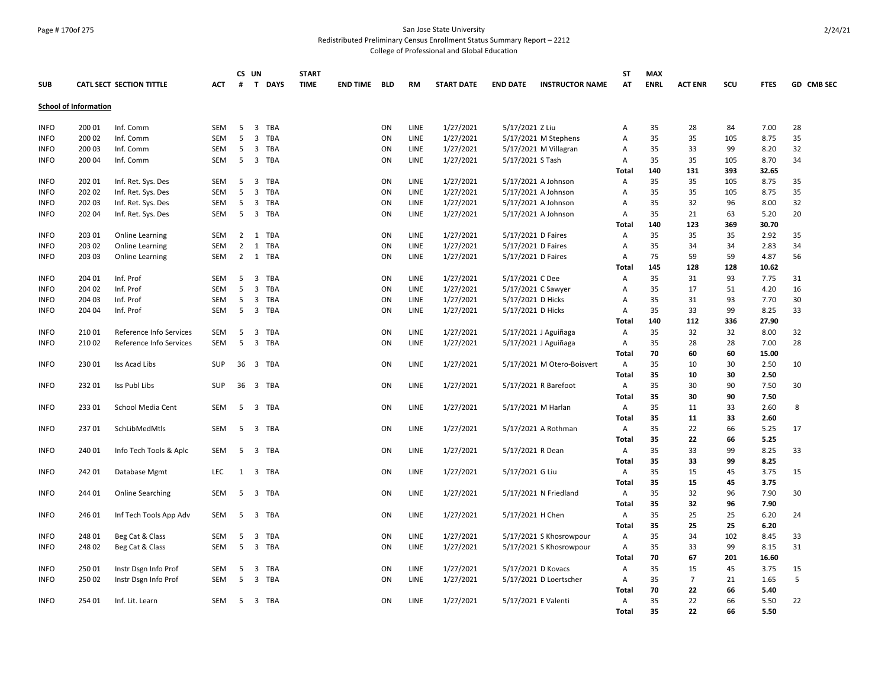San Jose State University

Redistributed Preliminary Census Enrollment Status Summary Report – 2212

College of Professional and Global Education

| SUB | CATL SECT | SECTION TITTLE | ACT | CS # | UN T | DAYS | START TIME | END TIME | BLD | RM | START DATE | END DATE | INSTRUCTOR NAME | ST AT | MAX ENRL | ACT ENR | SCU | FTES | GD | CMB SEC |
|---|---|---|---|---|---|---|---|---|---|---|---|---|---|---|---|---|---|---|---|---|
| **School of Information** | | | | | | | | | | | | | | | | | | | | |
| INFO | 200 01 | Inf. Comm | SEM | 5 | 3 | TBA | | | ON | LINE | 1/27/2021 | 5/17/2021 | Z Liu | A | 35 | 28 | 84 | 7.00 | 28 | |
| INFO | 200 02 | Inf. Comm | SEM | 5 | 3 | TBA | | | ON | LINE | 1/27/2021 | 5/17/2021 | M Stephens | A | 35 | 35 | 105 | 8.75 | 35 | |
| INFO | 200 03 | Inf. Comm | SEM | 5 | 3 | TBA | | | ON | LINE | 1/27/2021 | 5/17/2021 | M Villagran | A | 35 | 33 | 99 | 8.20 | 32 | |
| INFO | 200 04 | Inf. Comm | SEM | 5 | 3 | TBA | | | ON | LINE | 1/27/2021 | 5/17/2021 | S Tash | A | 35 | 35 | 105 | 8.70 | 34 | |
| | | | | | | | | | | | | | | **Total** | **140** | **131** | **393** | **32.65** | | |
| INFO | 202 01 | Inf. Ret. Sys. Des | SEM | 5 | 3 | TBA | | | ON | LINE | 1/27/2021 | 5/17/2021 | A Johnson | A | 35 | 35 | 105 | 8.75 | 35 | |
| INFO | 202 02 | Inf. Ret. Sys. Des | SEM | 5 | 3 | TBA | | | ON | LINE | 1/27/2021 | 5/17/2021 | A Johnson | A | 35 | 35 | 105 | 8.75 | 35 | |
| INFO | 202 03 | Inf. Ret. Sys. Des | SEM | 5 | 3 | TBA | | | ON | LINE | 1/27/2021 | 5/17/2021 | A Johnson | A | 35 | 32 | 96 | 8.00 | 32 | |
| INFO | 202 04 | Inf. Ret. Sys. Des | SEM | 5 | 3 | TBA | | | ON | LINE | 1/27/2021 | 5/17/2021 | A Johnson | A | 35 | 21 | 63 | 5.20 | 20 | |
| | | | | | | | | | | | | | | **Total** | **140** | **123** | **369** | **30.70** | | |
| INFO | 203 01 | Online Learning | SEM | 2 | 1 | TBA | | | ON | LINE | 1/27/2021 | 5/17/2021 | D Faires | A | 35 | 35 | 35 | 2.92 | 35 | |
| INFO | 203 02 | Online Learning | SEM | 2 | 1 | TBA | | | ON | LINE | 1/27/2021 | 5/17/2021 | D Faires | A | 35 | 34 | 34 | 2.83 | 34 | |
| INFO | 203 03 | Online Learning | SEM | 2 | 1 | TBA | | | ON | LINE | 1/27/2021 | 5/17/2021 | D Faires | A | 75 | 59 | 59 | 4.87 | 56 | |
| | | | | | | | | | | | | | | **Total** | **145** | **128** | **128** | **10.62** | | |
| INFO | 204 01 | Inf. Prof | SEM | 5 | 3 | TBA | | | ON | LINE | 1/27/2021 | 5/17/2021 | C Dee | A | 35 | 31 | 93 | 7.75 | 31 | |
| INFO | 204 02 | Inf. Prof | SEM | 5 | 3 | TBA | | | ON | LINE | 1/27/2021 | 5/17/2021 | C Sawyer | A | 35 | 17 | 51 | 4.20 | 16 | |
| INFO | 204 03 | Inf. Prof | SEM | 5 | 3 | TBA | | | ON | LINE | 1/27/2021 | 5/17/2021 | D Hicks | A | 35 | 31 | 93 | 7.70 | 30 | |
| INFO | 204 04 | Inf. Prof | SEM | 5 | 3 | TBA | | | ON | LINE | 1/27/2021 | 5/17/2021 | D Hicks | A | 35 | 33 | 99 | 8.25 | 33 | |
| | | | | | | | | | | | | | | **Total** | **140** | **112** | **336** | **27.90** | | |
| INFO | 210 01 | Reference Info Services | SEM | 5 | 3 | TBA | | | ON | LINE | 1/27/2021 | 5/17/2021 | J Aguiñaga | A | 35 | 32 | 32 | 8.00 | 32 | |
| INFO | 210 02 | Reference Info Services | SEM | 5 | 3 | TBA | | | ON | LINE | 1/27/2021 | 5/17/2021 | J Aguiñaga | A | 35 | 28 | 28 | 7.00 | 28 | |
| | | | | | | | | | | | | | | **Total** | **70** | **60** | **60** | **15.00** | | |
| INFO | 230 01 | Iss Acad Libs | SUP | 36 | 3 | TBA | | | ON | LINE | 1/27/2021 | 5/17/2021 | M Otero-Boisvert | A | 35 | 10 | 30 | 2.50 | 10 | |
| | | | | | | | | | | | | | | **Total** | **35** | **10** | **30** | **2.50** | | |
| INFO | 232 01 | Iss Publ Libs | SUP | 36 | 3 | TBA | | | ON | LINE | 1/27/2021 | 5/17/2021 | R Barefoot | A | 35 | 30 | 90 | 7.50 | 30 | |
| | | | | | | | | | | | | | | **Total** | **35** | **30** | **90** | **7.50** | | |
| INFO | 233 01 | School Media Cent | SEM | 5 | 3 | TBA | | | ON | LINE | 1/27/2021 | 5/17/2021 | M Harlan | A | 35 | 11 | 33 | 2.60 | 8 | |
| | | | | | | | | | | | | | | **Total** | **35** | **11** | **33** | **2.60** | | |
| INFO | 237 01 | SchLibMedMtls | SEM | 5 | 3 | TBA | | | ON | LINE | 1/27/2021 | 5/17/2021 | A Rothman | A | 35 | 22 | 66 | 5.25 | 17 | |
| | | | | | | | | | | | | | | **Total** | **35** | **22** | **66** | **5.25** | | |
| INFO | 240 01 | Info Tech Tools & Aplc | SEM | 5 | 3 | TBA | | | ON | LINE | 1/27/2021 | 5/17/2021 | R Dean | A | 35 | 33 | 99 | 8.25 | 33 | |
| | | | | | | | | | | | | | | **Total** | **35** | **33** | **99** | **8.25** | | |
| INFO | 242 01 | Database Mgmt | LEC | 1 | 3 | TBA | | | ON | LINE | 1/27/2021 | 5/17/2021 | G Liu | A | 35 | 15 | 45 | 3.75 | 15 | |
| | | | | | | | | | | | | | | **Total** | **35** | **15** | **45** | **3.75** | | |
| INFO | 244 01 | Online Searching | SEM | 5 | 3 | TBA | | | ON | LINE | 1/27/2021 | 5/17/2021 | N Friedland | A | 35 | 32 | 96 | 7.90 | 30 | |
| | | | | | | | | | | | | | | **Total** | **35** | **32** | **96** | **7.90** | | |
| INFO | 246 01 | Inf Tech Tools App Adv | SEM | 5 | 3 | TBA | | | ON | LINE | 1/27/2021 | 5/17/2021 | H Chen | A | 35 | 25 | 25 | 6.20 | 24 | |
| | | | | | | | | | | | | | | **Total** | **35** | **25** | **25** | **6.20** | | |
| INFO | 248 01 | Beg Cat & Class | SEM | 5 | 3 | TBA | | | ON | LINE | 1/27/2021 | 5/17/2021 | S Khosrowpour | A | 35 | 34 | 102 | 8.45 | 33 | |
| INFO | 248 02 | Beg Cat & Class | SEM | 5 | 3 | TBA | | | ON | LINE | 1/27/2021 | 5/17/2021 | S Khosrowpour | A | 35 | 33 | 99 | 8.15 | 31 | |
| | | | | | | | | | | | | | | **Total** | **70** | **67** | **201** | **16.60** | | |
| INFO | 250 01 | Instr Dsgn Info Prof | SEM | 5 | 3 | TBA | | | ON | LINE | 1/27/2021 | 5/17/2021 | D Kovacs | A | 35 | 15 | 45 | 3.75 | 15 | |
| INFO | 250 02 | Instr Dsgn Info Prof | SEM | 5 | 3 | TBA | | | ON | LINE | 1/27/2021 | 5/17/2021 | D Loertscher | A | 35 | 7 | 21 | 1.65 | 5 | |
| | | | | | | | | | | | | | | **Total** | **70** | **22** | **66** | **5.40** | | |
| INFO | 254 01 | Inf. Lit. Learn | SEM | 5 | 3 | TBA | | | ON | LINE | 1/27/2021 | 5/17/2021 | E Valenti | A | 35 | 22 | 66 | 5.50 | 22 | |
| | | | | | | | | | | | | | | **Total** | **35** | **22** | **66** | **5.50** | | |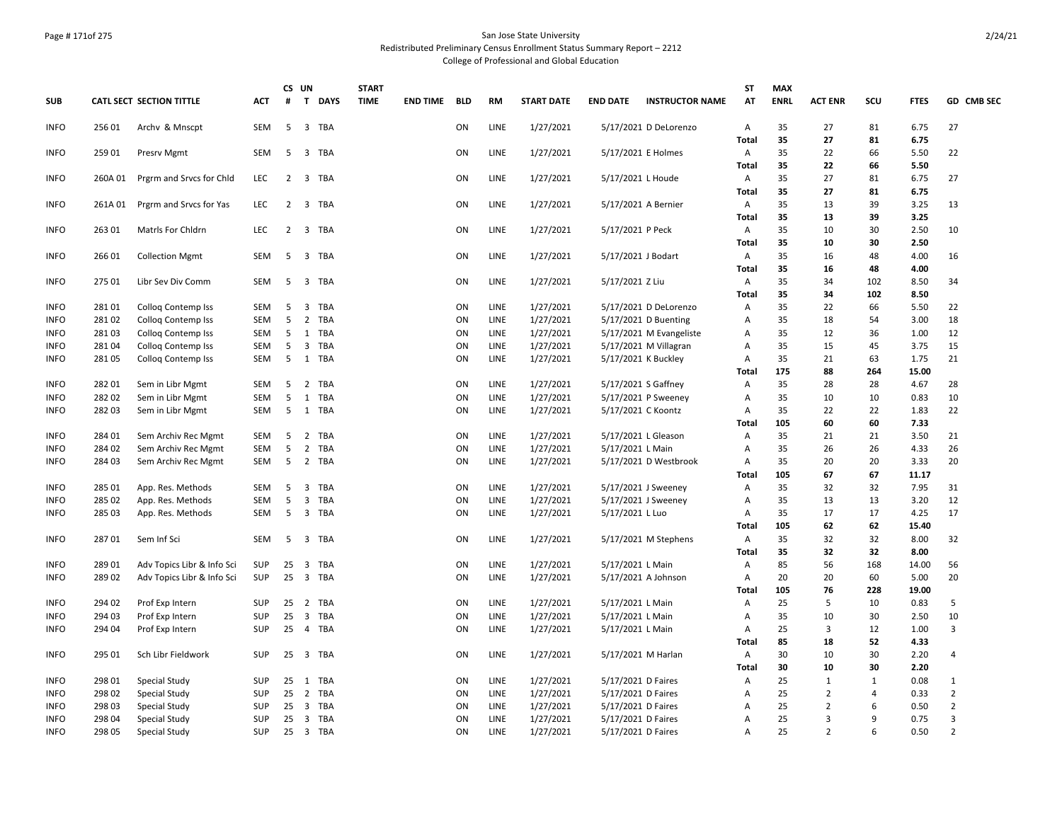San Jose State University
Redistributed Preliminary Census Enrollment Status Summary Report – 2212
College of Professional and Global Education

| SUB | CATL SECT | SECTION TITTLE | ACT | CS # | UN T | DAYS | START TIME | END TIME | BLD | RM | START DATE | END DATE | INSTRUCTOR NAME | ST AT | MAX ENRL | ACT ENR | SCU | FTES | GD | CMB SEC |
|---|---|---|---|---|---|---|---|---|---|---|---|---|---|---|---|---|---|---|---|---|
| INFO | 256 01 | Archv & Mnscpt | SEM | 5 | 3 | TBA | | | ON | LINE | 1/27/2021 | 5/17/2021 | D DeLorenzo | A | 35 | 27 | 81 | 6.75 | 27 | |
| | | | | | | | | | | | | | | **Total** | **35** | **27** | **81** | **6.75** | | |
| INFO | 259 01 | Presrv Mgmt | SEM | 5 | 3 | TBA | | | ON | LINE | 1/27/2021 | 5/17/2021 | E Holmes | A | 35 | 22 | 66 | 5.50 | 22 | |
| | | | | | | | | | | | | | | **Total** | **35** | **22** | **66** | **5.50** | | |
| INFO | 260A 01 | Prgrm and Srvcs for Chld | LEC | 2 | 3 | TBA | | | ON | LINE | 1/27/2021 | 5/17/2021 | L Houde | A | 35 | 27 | 81 | 6.75 | 27 | |
| | | | | | | | | | | | | | | **Total** | **35** | **27** | **81** | **6.75** | | |
| INFO | 261A 01 | Prgrm and Srvcs for Yas | LEC | 2 | 3 | TBA | | | ON | LINE | 1/27/2021 | 5/17/2021 | A Bernier | A | 35 | 13 | 39 | 3.25 | 13 | |
| | | | | | | | | | | | | | | **Total** | **35** | **13** | **39** | **3.25** | | |
| INFO | 263 01 | Matrls For Chldrn | LEC | 2 | 3 | TBA | | | ON | LINE | 1/27/2021 | 5/17/2021 | P Peck | A | 35 | 10 | 30 | 2.50 | 10 | |
| | | | | | | | | | | | | | | **Total** | **35** | **10** | **30** | **2.50** | | |
| INFO | 266 01 | Collection Mgmt | SEM | 5 | 3 | TBA | | | ON | LINE | 1/27/2021 | 5/17/2021 | J Bodart | A | 35 | 16 | 48 | 4.00 | 16 | |
| | | | | | | | | | | | | | | **Total** | **35** | **16** | **48** | **4.00** | | |
| INFO | 275 01 | Libr Sev Div Comm | SEM | 5 | 3 | TBA | | | ON | LINE | 1/27/2021 | 5/17/2021 | Z Liu | A | 35 | 34 | 102 | 8.50 | 34 | |
| | | | | | | | | | | | | | | **Total** | **35** | **34** | **102** | **8.50** | | |
| INFO | 281 01 | Colloq Contemp Iss | SEM | 5 | 3 | TBA | | | ON | LINE | 1/27/2021 | 5/17/2021 | D DeLorenzo | A | 35 | 22 | 66 | 5.50 | 22 | |
| INFO | 281 02 | Colloq Contemp Iss | SEM | 5 | 2 | TBA | | | ON | LINE | 1/27/2021 | 5/17/2021 | D Buenting | A | 35 | 18 | 54 | 3.00 | 18 | |
| INFO | 281 03 | Colloq Contemp Iss | SEM | 5 | 1 | TBA | | | ON | LINE | 1/27/2021 | 5/17/2021 | M Evangeliste | A | 35 | 12 | 36 | 1.00 | 12 | |
| INFO | 281 04 | Colloq Contemp Iss | SEM | 5 | 3 | TBA | | | ON | LINE | 1/27/2021 | 5/17/2021 | M Villagran | A | 35 | 15 | 45 | 3.75 | 15 | |
| INFO | 281 05 | Colloq Contemp Iss | SEM | 5 | 1 | TBA | | | ON | LINE | 1/27/2021 | 5/17/2021 | K Buckley | A | 35 | 21 | 63 | 1.75 | 21 | |
| | | | | | | | | | | | | | | **Total** | **175** | **88** | **264** | **15.00** | | |
| INFO | 282 01 | Sem in Libr Mgmt | SEM | 5 | 2 | TBA | | | ON | LINE | 1/27/2021 | 5/17/2021 | S Gaffney | A | 35 | 28 | 28 | 4.67 | 28 | |
| INFO | 282 02 | Sem in Libr Mgmt | SEM | 5 | 1 | TBA | | | ON | LINE | 1/27/2021 | 5/17/2021 | P Sweeney | A | 35 | 10 | 10 | 0.83 | 10 | |
| INFO | 282 03 | Sem in Libr Mgmt | SEM | 5 | 1 | TBA | | | ON | LINE | 1/27/2021 | 5/17/2021 | C Koontz | A | 35 | 22 | 22 | 1.83 | 22 | |
| | | | | | | | | | | | | | | **Total** | **105** | **60** | **60** | **7.33** | | |
| INFO | 284 01 | Sem Archiv Rec Mgmt | SEM | 5 | 2 | TBA | | | ON | LINE | 1/27/2021 | 5/17/2021 | L Gleason | A | 35 | 21 | 21 | 3.50 | 21 | |
| INFO | 284 02 | Sem Archiv Rec Mgmt | SEM | 5 | 2 | TBA | | | ON | LINE | 1/27/2021 | 5/17/2021 | L Main | A | 35 | 26 | 26 | 4.33 | 26 | |
| INFO | 284 03 | Sem Archiv Rec Mgmt | SEM | 5 | 2 | TBA | | | ON | LINE | 1/27/2021 | 5/17/2021 | D Westbrook | A | 35 | 20 | 20 | 3.33 | 20 | |
| | | | | | | | | | | | | | | **Total** | **105** | **67** | **67** | **11.17** | | |
| INFO | 285 01 | App. Res. Methods | SEM | 5 | 3 | TBA | | | ON | LINE | 1/27/2021 | 5/17/2021 | J Sweeney | A | 35 | 32 | 32 | 7.95 | 31 | |
| INFO | 285 02 | App. Res. Methods | SEM | 5 | 3 | TBA | | | ON | LINE | 1/27/2021 | 5/17/2021 | J Sweeney | A | 35 | 13 | 13 | 3.20 | 12 | |
| INFO | 285 03 | App. Res. Methods | SEM | 5 | 3 | TBA | | | ON | LINE | 1/27/2021 | 5/17/2021 | L Luo | A | 35 | 17 | 17 | 4.25 | 17 | |
| | | | | | | | | | | | | | | **Total** | **105** | **62** | **62** | **15.40** | | |
| INFO | 287 01 | Sem Inf Sci | SEM | 5 | 3 | TBA | | | ON | LINE | 1/27/2021 | 5/17/2021 | M Stephens | A | 35 | 32 | 32 | 8.00 | 32 | |
| | | | | | | | | | | | | | | **Total** | **35** | **32** | **32** | **8.00** | | |
| INFO | 289 01 | Adv Topics Libr & Info Sci | SUP | 25 | 3 | TBA | | | ON | LINE | 1/27/2021 | 5/17/2021 | L Main | A | 85 | 56 | 168 | 14.00 | 56 | |
| INFO | 289 02 | Adv Topics Libr & Info Sci | SUP | 25 | 3 | TBA | | | ON | LINE | 1/27/2021 | 5/17/2021 | A Johnson | A | 20 | 20 | 60 | 5.00 | 20 | |
| | | | | | | | | | | | | | | **Total** | **105** | **76** | **228** | **19.00** | | |
| INFO | 294 02 | Prof Exp Intern | SUP | 25 | 2 | TBA | | | ON | LINE | 1/27/2021 | 5/17/2021 | L Main | A | 25 | 5 | 10 | 0.83 | 5 | |
| INFO | 294 03 | Prof Exp Intern | SUP | 25 | 3 | TBA | | | ON | LINE | 1/27/2021 | 5/17/2021 | L Main | A | 35 | 10 | 30 | 2.50 | 10 | |
| INFO | 294 04 | Prof Exp Intern | SUP | 25 | 4 | TBA | | | ON | LINE | 1/27/2021 | 5/17/2021 | L Main | A | 25 | 3 | 12 | 1.00 | 3 | |
| | | | | | | | | | | | | | | **Total** | **85** | **18** | **52** | **4.33** | | |
| INFO | 295 01 | Sch Libr Fieldwork | SUP | 25 | 3 | TBA | | | ON | LINE | 1/27/2021 | 5/17/2021 | M Harlan | A | 30 | 10 | 30 | 2.20 | 4 | |
| | | | | | | | | | | | | | | **Total** | **30** | **10** | **30** | **2.20** | | |
| INFO | 298 01 | Special Study | SUP | 25 | 1 | TBA | | | ON | LINE | 1/27/2021 | 5/17/2021 | D Faires | A | 25 | 1 | 1 | 0.08 | 1 | |
| INFO | 298 02 | Special Study | SUP | 25 | 2 | TBA | | | ON | LINE | 1/27/2021 | 5/17/2021 | D Faires | A | 25 | 2 | 4 | 0.33 | 2 | |
| INFO | 298 03 | Special Study | SUP | 25 | 3 | TBA | | | ON | LINE | 1/27/2021 | 5/17/2021 | D Faires | A | 25 | 2 | 6 | 0.50 | 2 | |
| INFO | 298 04 | Special Study | SUP | 25 | 3 | TBA | | | ON | LINE | 1/27/2021 | 5/17/2021 | D Faires | A | 25 | 3 | 9 | 0.75 | 3 | |
| INFO | 298 05 | Special Study | SUP | 25 | 3 | TBA | | | ON | LINE | 1/27/2021 | 5/17/2021 | D Faires | A | 25 | 2 | 6 | 0.50 | 2 | |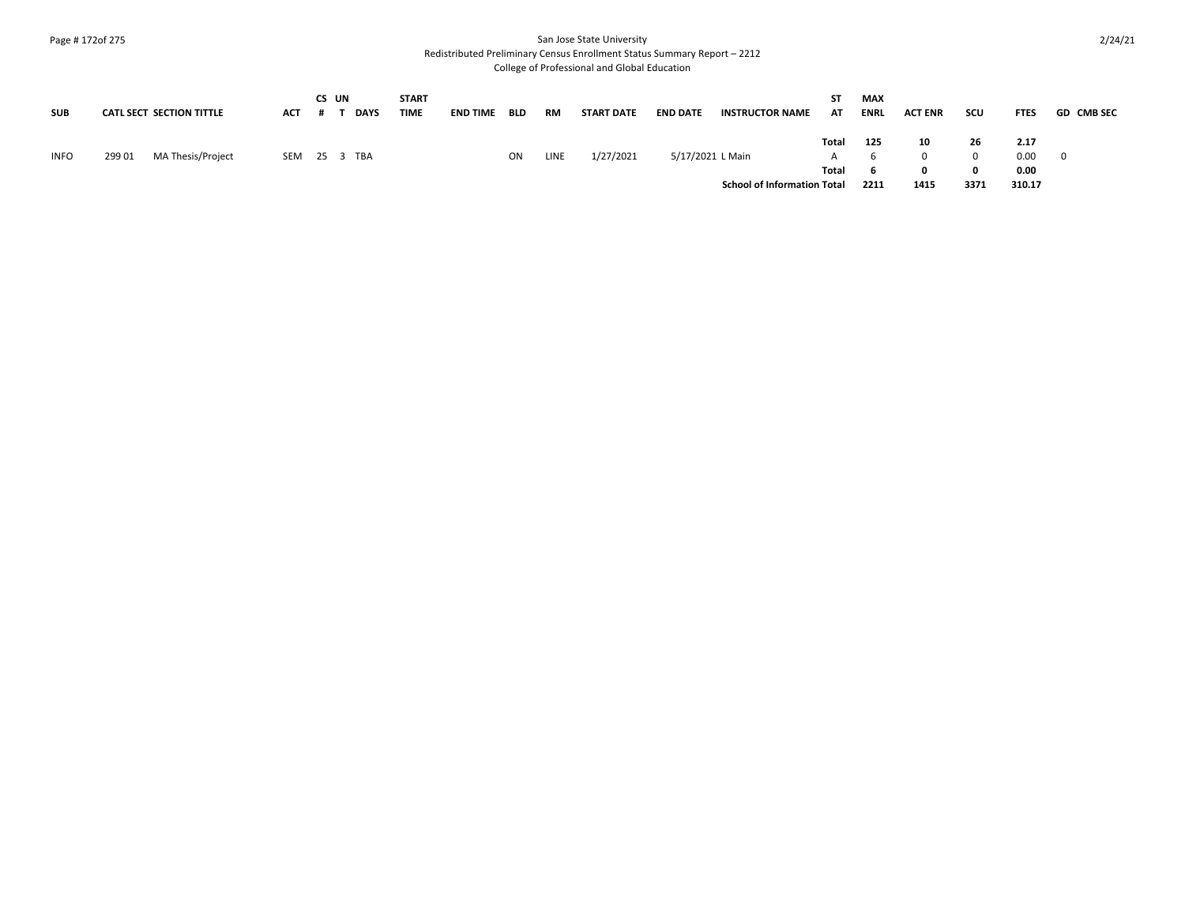| SUB | CATL SECT | SECTION TITTLE | ACT | CS # | UN T | DAYS | START TIME | END TIME | BLD | RM | START DATE | END DATE | INSTRUCTOR NAME | ST AT | MAX ENRL | ACT ENR | SCU | FTES | GD | CMB SEC |
|---|---|---|---|---|---|---|---|---|---|---|---|---|---|---|---|---|---|---|---|---|
| | | | | | | | | | | | | | | **Total** | **125** | **10** | **26** | **2.17** | | |
| INFO | 299 01 | MA Thesis/Project | SEM | 25 | 3 | TBA | | | ON | LINE | 1/27/2021 | 5/17/2021 | L Main | A | 6 | 0 | 0 | 0.00 | 0 | |
| | | | | | | | | | | | | | | **Total** | **6** | **0** | **0** | **0.00** | | |
| | | | | | | | | | | | | | **School of Information Total** | | **2211** | **1415** | **3371** | **310.17** | | |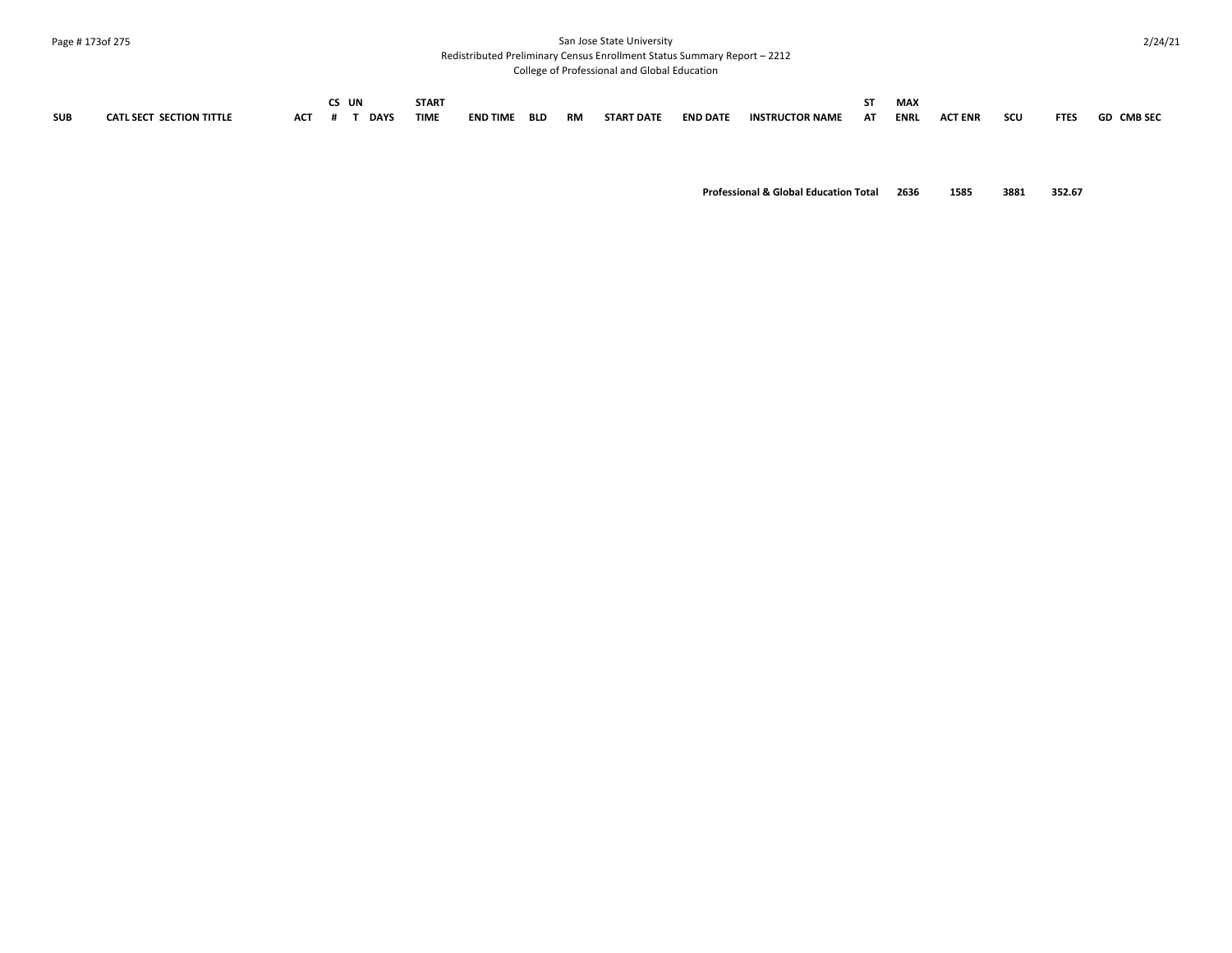| SUB | CATL SECT SECTION TITTLE | ACT | CS # | UNT | DAYS | START TIME | END TIME | BLD | RM | START DATE | END DATE | INSTRUCTOR NAME | ST AT | MAX ENRL | ACT ENR | SCU | FTES | GD CMB SEC |
|---|---|---|---|---|---|---|---|---|---|---|---|---|---|---|---|---|---|---|
| | | | | | | | | | | | | **Professional & Global Education Total** | | **2636** | **1585** | **3881** | **352.67** | |